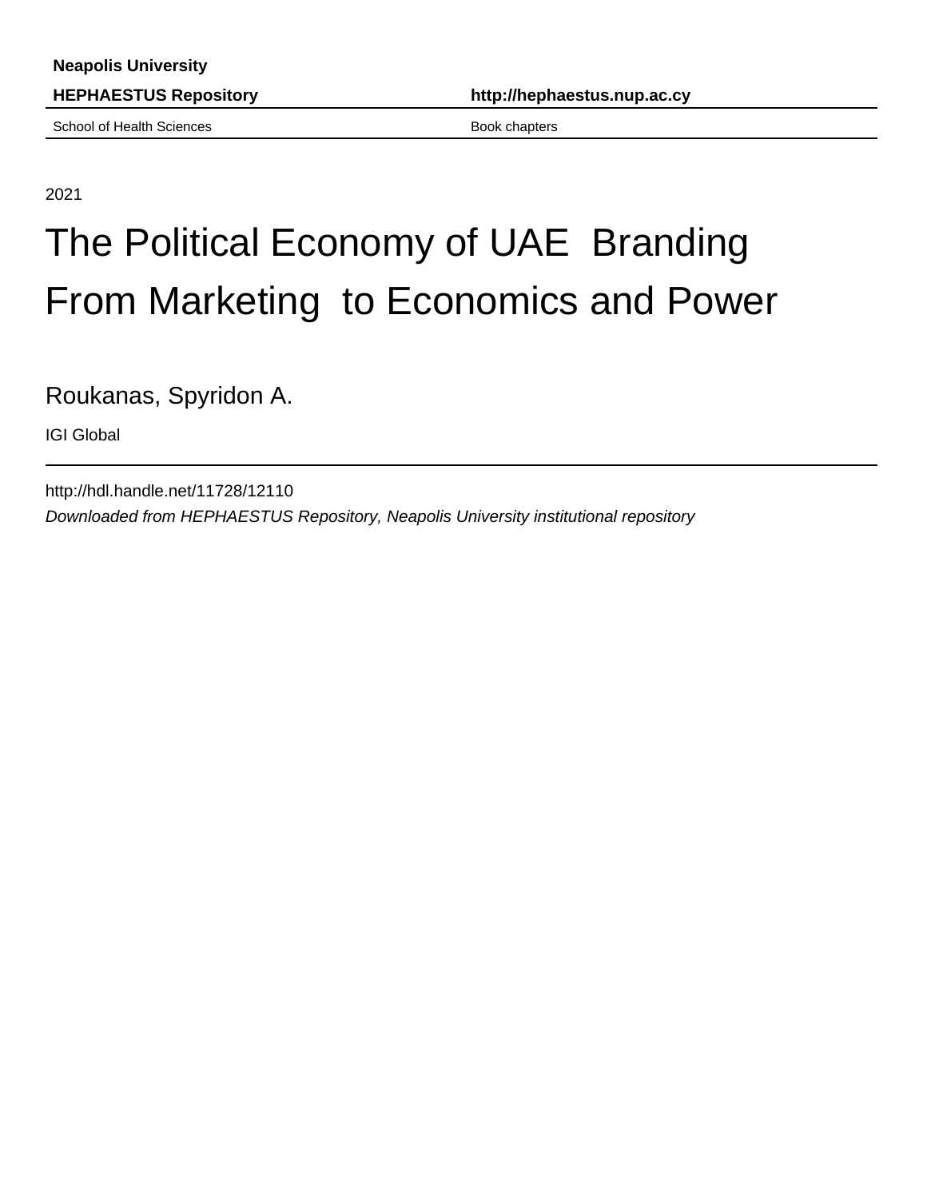**Neapolis University**

**HEPHAESTUS Repository** **http://hephaestus.nup.ac.cy**

School of Health Sciences Book chapters

2021

# The Political Economy of UAE Branding From Marketing to Economics and Power

Roukanas, Spyridon A.

IGI Global

http://hdl.handle.net/11728/12110

*Downloaded from HEPHAESTUS Repository, Neapolis University institutional repository*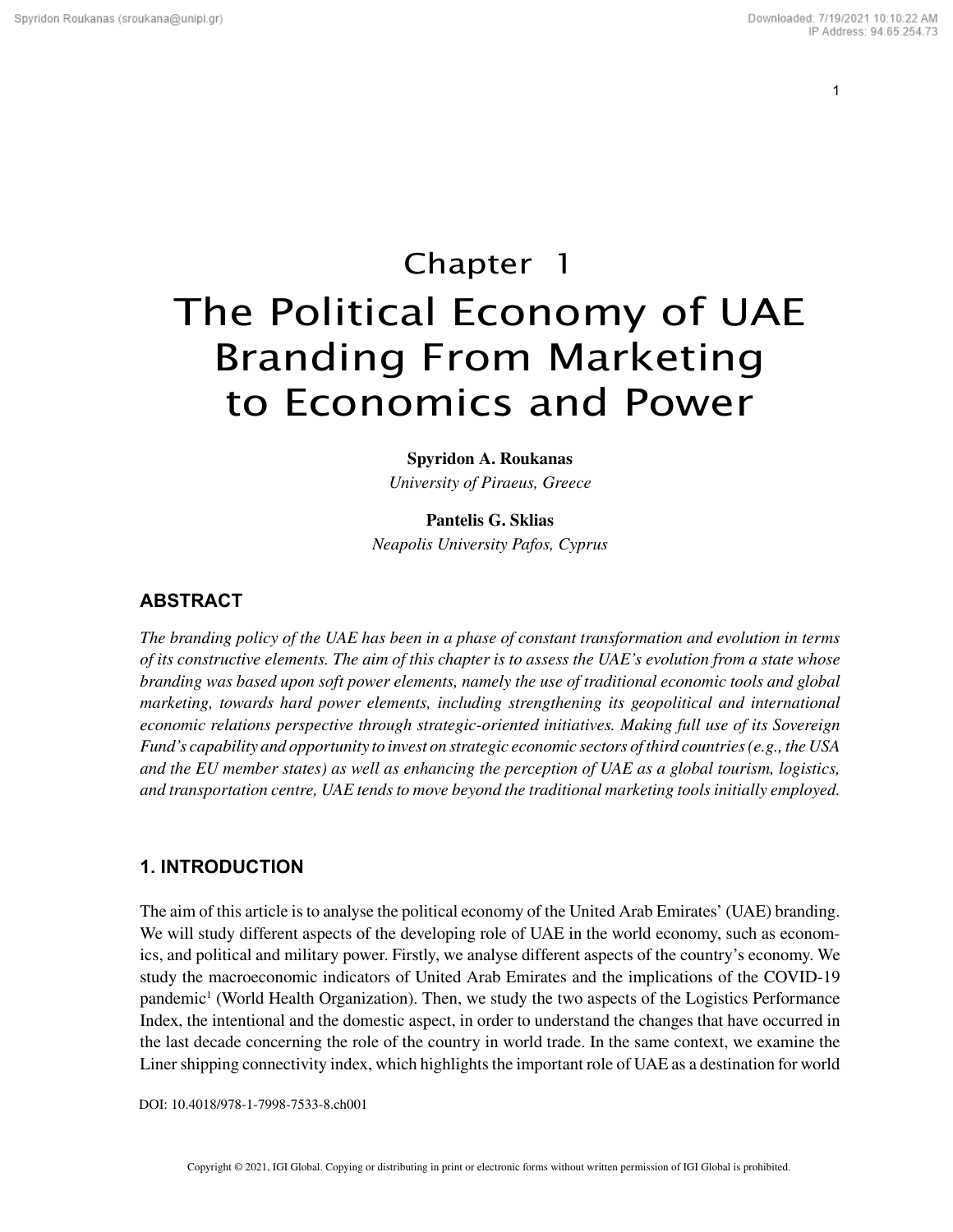# Chapter 1

# The Political Economy of UAE Branding From Marketing to Economics and Power

**Spyridon A. Roukanas**
*University of Piraeus, Greece*

**Pantelis G. Sklias**
*Neapolis University Pafos, Cyprus*

## ABSTRACT

*The branding policy of the UAE has been in a phase of constant transformation and evolution in terms of its constructive elements. The aim of this chapter is to assess the UAE's evolution from a state whose branding was based upon soft power elements, namely the use of traditional economic tools and global marketing, towards hard power elements, including strengthening its geopolitical and international economic relations perspective through strategic-oriented initiatives. Making full use of its Sovereign Fund's capability and opportunity to invest on strategic economic sectors of third countries (e.g., the USA and the EU member states) as well as enhancing the perception of UAE as a global tourism, logistics, and transportation centre, UAE tends to move beyond the traditional marketing tools initially employed.*

## 1. INTRODUCTION

The aim of this article is to analyse the political economy of the United Arab Emirates' (UAE) branding. We will study different aspects of the developing role of UAE in the world economy, such as economics, and political and military power. Firstly, we analyse different aspects of the country's economy. We study the macroeconomic indicators of United Arab Emirates and the implications of the COVID-19 pandemic[1] (World Health Organization). Then, we study the two aspects of the Logistics Performance Index, the intentional and the domestic aspect, in order to understand the changes that have occurred in the last decade concerning the role of the country in world trade. In the same context, we examine the Liner shipping connectivity index, which highlights the important role of UAE as a destination for world

DOI: 10.4018/978-1-7998-7533-8.ch001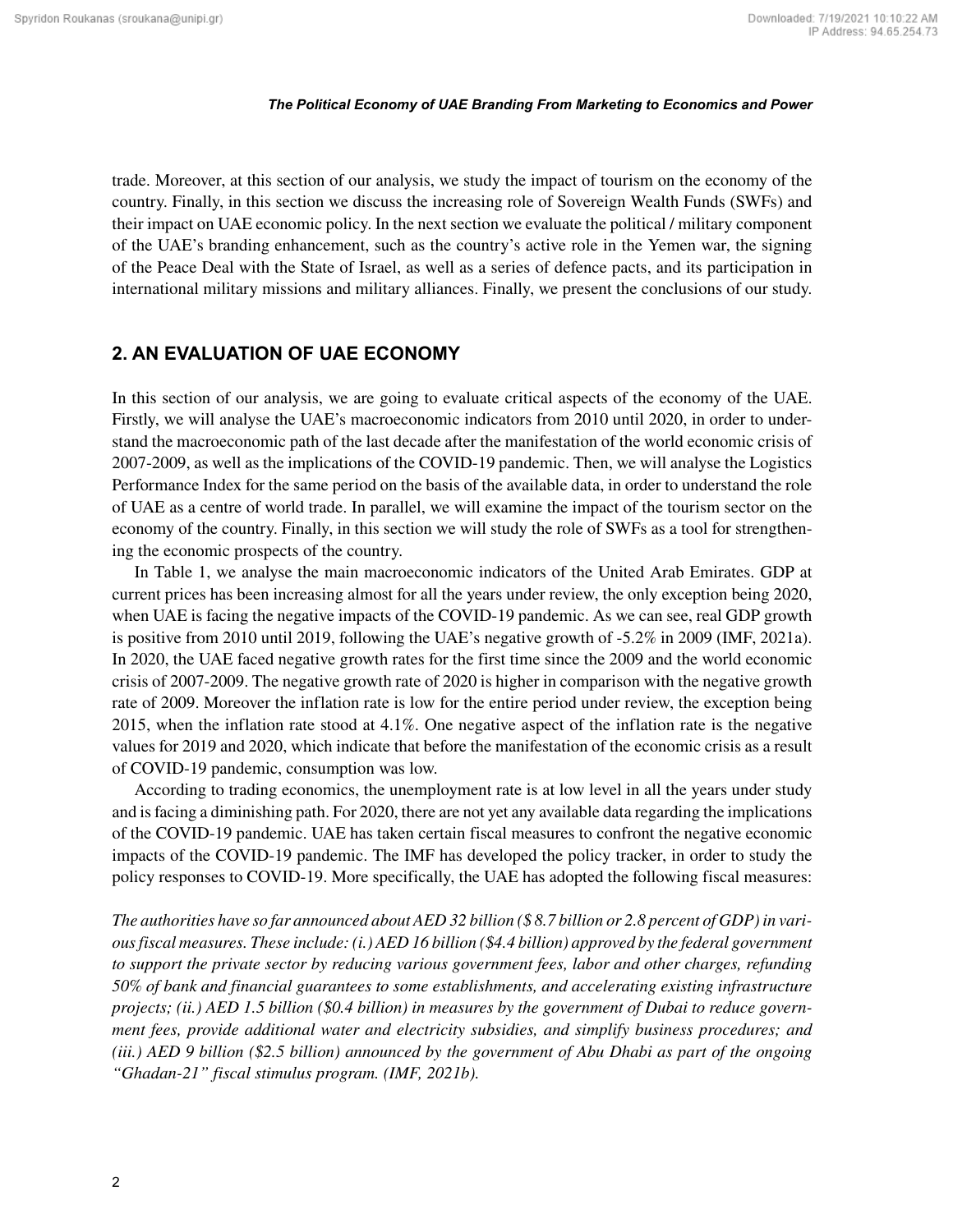trade. Moreover, at this section of our analysis, we study the impact of tourism on the economy of the country. Finally, in this section we discuss the increasing role of Sovereign Wealth Funds (SWFs) and their impact on UAE economic policy. In the next section we evaluate the political / military component of the UAE's branding enhancement, such as the country's active role in the Yemen war, the signing of the Peace Deal with the State of Israel, as well as a series of defence pacts, and its participation in international military missions and military alliances. Finally, we present the conclusions of our study.

## 2. AN EVALUATION OF UAE ECONOMY

In this section of our analysis, we are going to evaluate critical aspects of the economy of the UAE. Firstly, we will analyse the UAE's macroeconomic indicators from 2010 until 2020, in order to understand the macroeconomic path of the last decade after the manifestation of the world economic crisis of 2007-2009, as well as the implications of the COVID-19 pandemic. Then, we will analyse the Logistics Performance Index for the same period on the basis of the available data, in order to understand the role of UAE as a centre of world trade. In parallel, we will examine the impact of the tourism sector on the economy of the country. Finally, in this section we will study the role of SWFs as a tool for strengthening the economic prospects of the country.

In Table 1, we analyse the main macroeconomic indicators of the United Arab Emirates. GDP at current prices has been increasing almost for all the years under review, the only exception being 2020, when UAE is facing the negative impacts of the COVID-19 pandemic. As we can see, real GDP growth is positive from 2010 until 2019, following the UAE's negative growth of -5.2% in 2009 (IMF, 2021a). In 2020, the UAE faced negative growth rates for the first time since the 2009 and the world economic crisis of 2007-2009. The negative growth rate of 2020 is higher in comparison with the negative growth rate of 2009. Moreover the inflation rate is low for the entire period under review, the exception being 2015, when the inflation rate stood at 4.1%. One negative aspect of the inflation rate is the negative values for 2019 and 2020, which indicate that before the manifestation of the economic crisis as a result of COVID-19 pandemic, consumption was low.

According to trading economics, the unemployment rate is at low level in all the years under study and is facing a diminishing path. For 2020, there are not yet any available data regarding the implications of the COVID-19 pandemic. UAE has taken certain fiscal measures to confront the negative economic impacts of the COVID-19 pandemic. The IMF has developed the policy tracker, in order to study the policy responses to COVID-19. More specifically, the UAE has adopted the following fiscal measures:

*The authorities have so far announced about AED 32 billion ($ 8.7 billion or 2.8 percent of GDP) in various fiscal measures. These include: (i.) AED 16 billion ($4.4 billion) approved by the federal government to support the private sector by reducing various government fees, labor and other charges, refunding 50% of bank and financial guarantees to some establishments, and accelerating existing infrastructure projects; (ii.) AED 1.5 billion ($0.4 billion) in measures by the government of Dubai to reduce government fees, provide additional water and electricity subsidies, and simplify business procedures; and (iii.) AED 9 billion ($2.5 billion) announced by the government of Abu Dhabi as part of the ongoing "Ghadan-21" fiscal stimulus program. (IMF, 2021b).*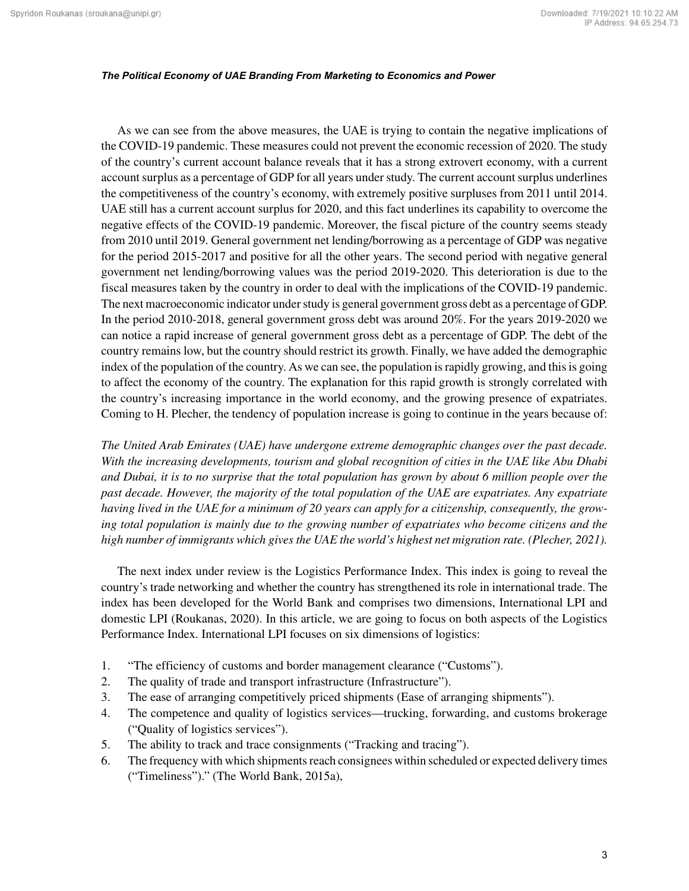As we can see from the above measures, the UAE is trying to contain the negative implications of the COVID-19 pandemic. These measures could not prevent the economic recession of 2020. The study of the country's current account balance reveals that it has a strong extrovert economy, with a current account surplus as a percentage of GDP for all years under study. The current account surplus underlines the competitiveness of the country's economy, with extremely positive surpluses from 2011 until 2014. UAE still has a current account surplus for 2020, and this fact underlines its capability to overcome the negative effects of the COVID-19 pandemic. Moreover, the fiscal picture of the country seems steady from 2010 until 2019. General government net lending/borrowing as a percentage of GDP was negative for the period 2015-2017 and positive for all the other years. The second period with negative general government net lending/borrowing values was the period 2019-2020. This deterioration is due to the fiscal measures taken by the country in order to deal with the implications of the COVID-19 pandemic. The next macroeconomic indicator under study is general government gross debt as a percentage of GDP. In the period 2010-2018, general government gross debt was around 20%. For the years 2019-2020 we can notice a rapid increase of general government gross debt as a percentage of GDP. The debt of the country remains low, but the country should restrict its growth. Finally, we have added the demographic index of the population of the country. As we can see, the population is rapidly growing, and this is going to affect the economy of the country. The explanation for this rapid growth is strongly correlated with the country's increasing importance in the world economy, and the growing presence of expatriates. Coming to H. Plecher, the tendency of population increase is going to continue in the years because of:

*The United Arab Emirates (UAE) have undergone extreme demographic changes over the past decade. With the increasing developments, tourism and global recognition of cities in the UAE like Abu Dhabi and Dubai, it is to no surprise that the total population has grown by about 6 million people over the past decade. However, the majority of the total population of the UAE are expatriates. Any expatriate having lived in the UAE for a minimum of 20 years can apply for a citizenship, consequently, the growing total population is mainly due to the growing number of expatriates who become citizens and the high number of immigrants which gives the UAE the world's highest net migration rate. (Plecher, 2021).*

The next index under review is the Logistics Performance Index. This index is going to reveal the country's trade networking and whether the country has strengthened its role in international trade. The index has been developed for the World Bank and comprises two dimensions, International LPI and domestic LPI (Roukanas, 2020). In this article, we are going to focus on both aspects of the Logistics Performance Index. International LPI focuses on six dimensions of logistics:

1. "The efficiency of customs and border management clearance ("Customs").
2. The quality of trade and transport infrastructure (Infrastructure").
3. The ease of arranging competitively priced shipments (Ease of arranging shipments").
4. The competence and quality of logistics services—trucking, forwarding, and customs brokerage ("Quality of logistics services").
5. The ability to track and trace consignments ("Tracking and tracing").
6. The frequency with which shipments reach consignees within scheduled or expected delivery times ("Timeliness")." (The World Bank, 2015a),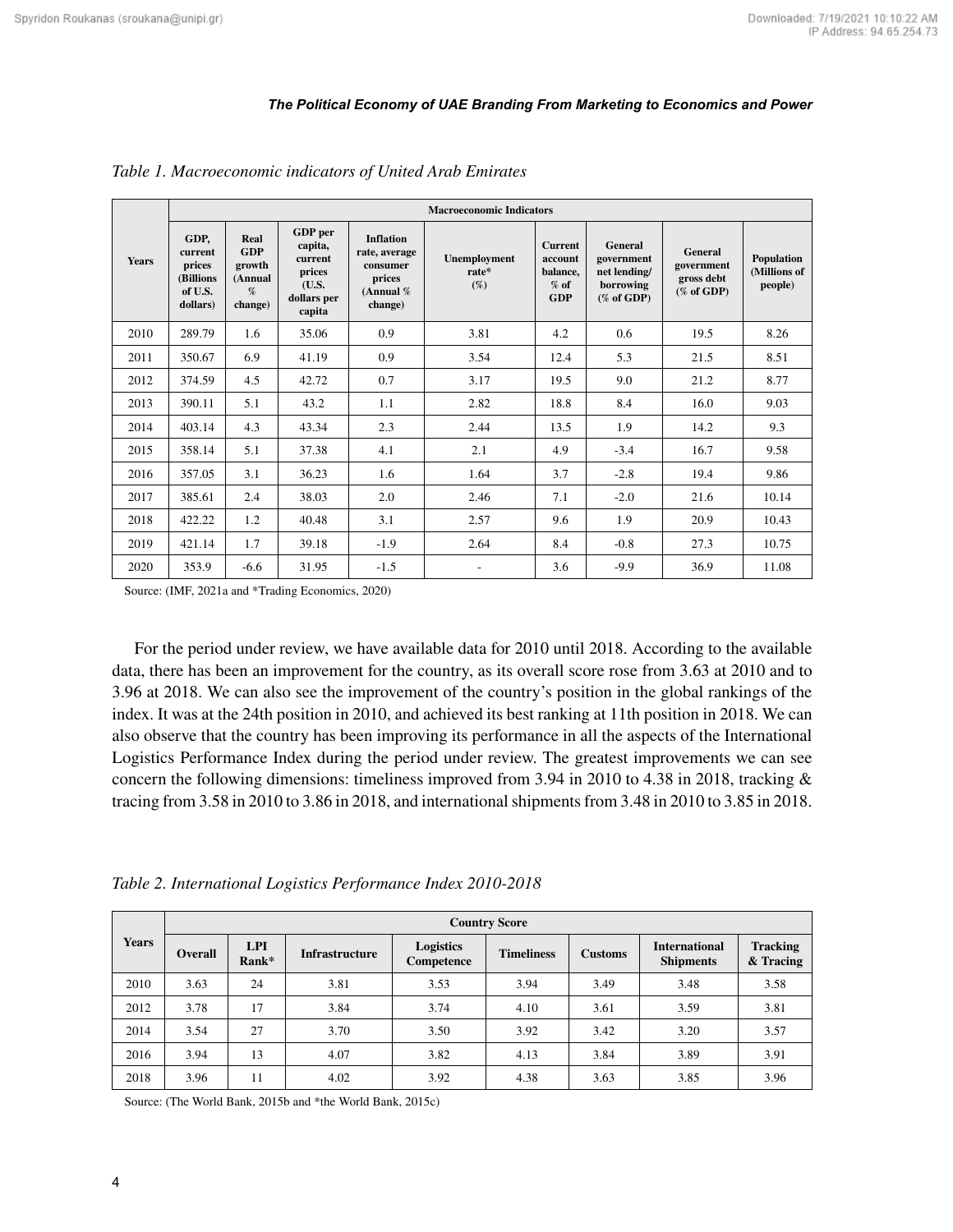*Table 1. Macroeconomic indicators of United Arab Emirates*

| Years | Macroeconomic Indicators | | | | | | | | |
|---|---|---|---|---|---|---|---|---|---|
| | GDP, current prices (Billions of U.S. dollars) | Real GDP growth (Annual % change) | GDP per capita, current prices (U.S. dollars per capita | Inflation rate, average consumer prices (Annual % change) | Unemployment rate* (%) | Current account balance, % of GDP | General government net lending/ borrowing (% of GDP) | General government gross debt (% of GDP) | Population (Millions of people) |
| 2010 | 289.79 | 1.6 | 35.06 | 0.9 | 3.81 | 4.2 | 0.6 | 19.5 | 8.26 |
| 2011 | 350.67 | 6.9 | 41.19 | 0.9 | 3.54 | 12.4 | 5.3 | 21.5 | 8.51 |
| 2012 | 374.59 | 4.5 | 42.72 | 0.7 | 3.17 | 19.5 | 9.0 | 21.2 | 8.77 |
| 2013 | 390.11 | 5.1 | 43.2 | 1.1 | 2.82 | 18.8 | 8.4 | 16.0 | 9.03 |
| 2014 | 403.14 | 4.3 | 43.34 | 2.3 | 2.44 | 13.5 | 1.9 | 14.2 | 9.3 |
| 2015 | 358.14 | 5.1 | 37.38 | 4.1 | 2.1 | 4.9 | -3.4 | 16.7 | 9.58 |
| 2016 | 357.05 | 3.1 | 36.23 | 1.6 | 1.64 | 3.7 | -2.8 | 19.4 | 9.86 |
| 2017 | 385.61 | 2.4 | 38.03 | 2.0 | 2.46 | 7.1 | -2.0 | 21.6 | 10.14 |
| 2018 | 422.22 | 1.2 | 40.48 | 3.1 | 2.57 | 9.6 | 1.9 | 20.9 | 10.43 |
| 2019 | 421.14 | 1.7 | 39.18 | -1.9 | 2.64 | 8.4 | -0.8 | 27.3 | 10.75 |
| 2020 | 353.9 | -6.6 | 31.95 | -1.5 | - | 3.6 | -9.9 | 36.9 | 11.08 |

Source: (IMF, 2021a and *Trading Economics, 2020)

For the period under review, we have available data for 2010 until 2018. According to the available data, there has been an improvement for the country, as its overall score rose from 3.63 at 2010 and to 3.96 at 2018. We can also see the improvement of the country's position in the global rankings of the index. It was at the 24th position in 2010, and achieved its best ranking at 11th position in 2018. We can also observe that the country has been improving its performance in all the aspects of the International Logistics Performance Index during the period under review. The greatest improvements we can see concern the following dimensions: timeliness improved from 3.94 in 2010 to 4.38 in 2018, tracking & tracing from 3.58 in 2010 to 3.86 in 2018, and international shipments from 3.48 in 2010 to 3.85 in 2018.

*Table 2. International Logistics Performance Index 2010-2018*

| Years | Country Score | | | | | | | |
|---|---|---|---|---|---|---|---|---|
| | Overall | LPI Rank* | Infrastructure | Logistics Competence | Timeliness | Customs | International Shipments | Tracking & Tracing |
| 2010 | 3.63 | 24 | 3.81 | 3.53 | 3.94 | 3.49 | 3.48 | 3.58 |
| 2012 | 3.78 | 17 | 3.84 | 3.74 | 4.10 | 3.61 | 3.59 | 3.81 |
| 2014 | 3.54 | 27 | 3.70 | 3.50 | 3.92 | 3.42 | 3.20 | 3.57 |
| 2016 | 3.94 | 13 | 4.07 | 3.82 | 4.13 | 3.84 | 3.89 | 3.91 |
| 2018 | 3.96 | 11 | 4.02 | 3.92 | 4.38 | 3.63 | 3.85 | 3.96 |

Source: (The World Bank, 2015b and *the World Bank, 2015c)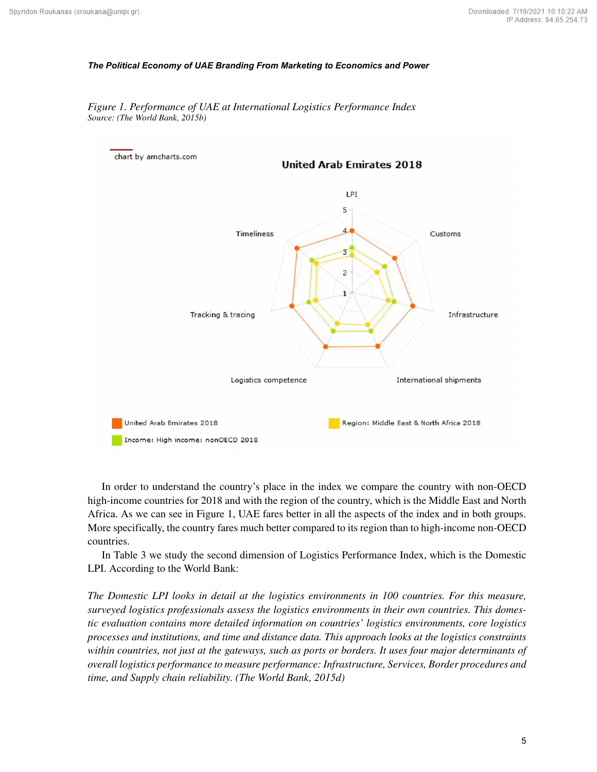*Figure 1. Performance of UAE at International Logistics Performance Index*
*Source: (The World Bank, 2015b)*

In order to understand the country's place in the index we compare the country with non-OECD high-income countries for 2018 and with the region of the country, which is the Middle East and North Africa. As we can see in Figure 1, UAE fares better in all the aspects of the index and in both groups. More specifically, the country fares much better compared to its region than to high-income non-OECD countries.

In Table 3 we study the second dimension of Logistics Performance Index, which is the Domestic LPI. According to the World Bank:

*The Domestic LPI looks in detail at the logistics environments in 100 countries. For this measure, surveyed logistics professionals assess the logistics environments in their own countries. This domestic evaluation contains more detailed information on countries' logistics environments, core logistics processes and institutions, and time and distance data. This approach looks at the logistics constraints within countries, not just at the gateways, such as ports or borders. It uses four major determinants of overall logistics performance to measure performance: Infrastructure, Services, Border procedures and time, and Supply chain reliability. (The World Bank, 2015d)*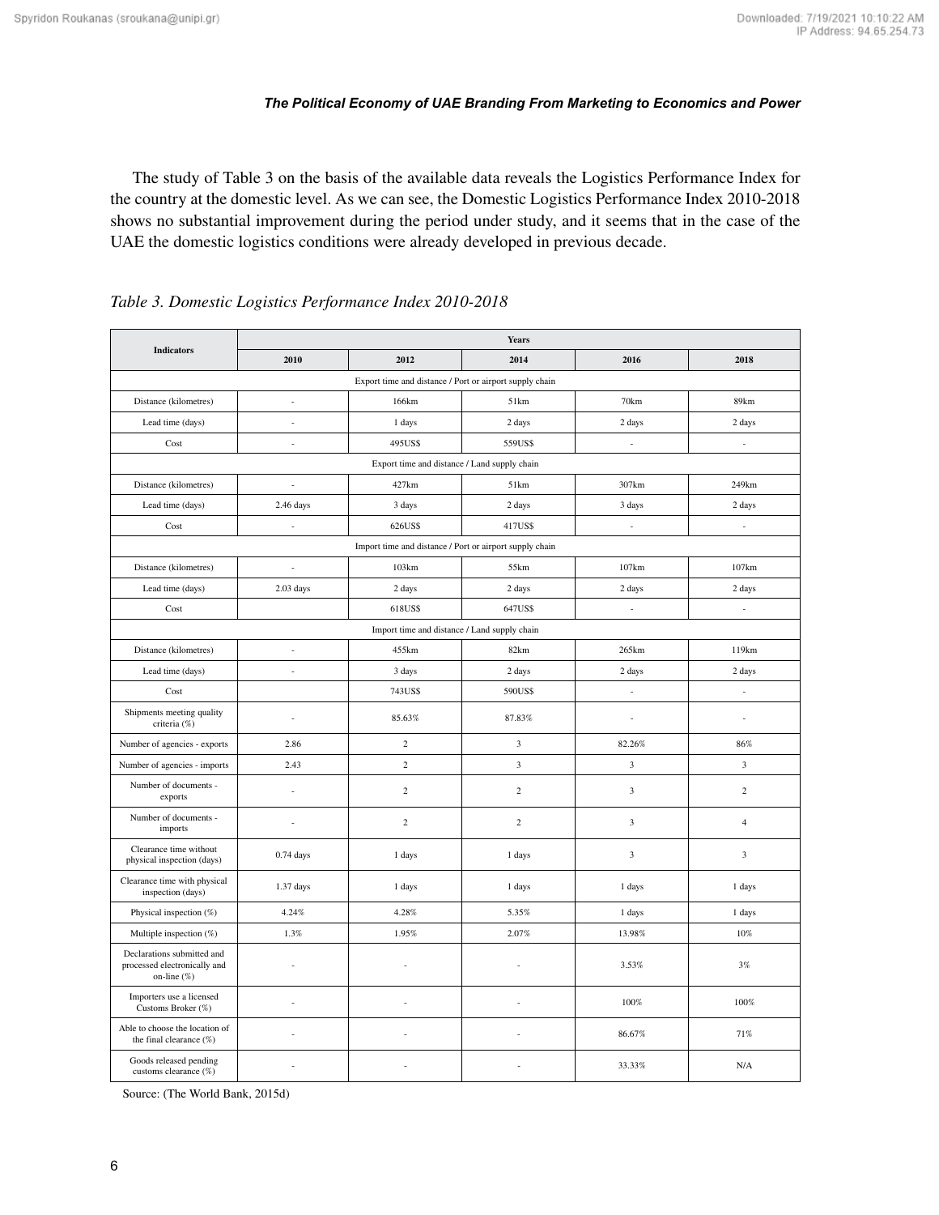The study of Table 3 on the basis of the available data reveals the Logistics Performance Index for the country at the domestic level. As we can see, the Domestic Logistics Performance Index 2010-2018 shows no substantial improvement during the period under study, and it seems that in the case of the UAE the domestic logistics conditions were already developed in previous decade.

*Table 3. Domestic Logistics Performance Index 2010-2018*

| Indicators | Years | | | | |
|---|---|---|---|---|---|
| | 2010 | 2012 | 2014 | 2016 | 2018 |
| Export time and distance / Port or airport supply chain | | | | | |
| Distance (kilometres) | - | 166km | 51km | 70km | 89km |
| Lead time (days) | - | 1 days | 2 days | 2 days | 2 days |
| Cost | - | 495US$ | 559US$ | - | - |
| Export time and distance / Land supply chain | | | | | |
| Distance (kilometres) | - | 427km | 51km | 307km | 249km |
| Lead time (days) | 2.46 days | 3 days | 2 days | 3 days | 2 days |
| Cost | - | 626US$ | 417US$ | - | - |
| Import time and distance / Port or airport supply chain | | | | | |
| Distance (kilometres) | - | 103km | 55km | 107km | 107km |
| Lead time (days) | 2.03 days | 2 days | 2 days | 2 days | 2 days |
| Cost | | 618US$ | 647US$ | - | - |
| Import time and distance / Land supply chain | | | | | |
| Distance (kilometres) | - | 455km | 82km | 265km | 119km |
| Lead time (days) | - | 3 days | 2 days | 2 days | 2 days |
| Cost | | 743US$ | 590US$ | - | - |
| Shipments meeting quality criteria (%) | - | 85.63% | 87.83% | - | - |
| Number of agencies - exports | 2.86 | 2 | 3 | 82.26% | 86% |
| Number of agencies - imports | 2.43 | 2 | 3 | 3 | 3 |
| Number of documents - exports | - | 2 | 2 | 3 | 2 |
| Number of documents - imports | - | 2 | 2 | 3 | 4 |
| Clearance time without physical inspection (days) | 0.74 days | 1 days | 1 days | 3 | 3 |
| Clearance time with physical inspection (days) | 1.37 days | 1 days | 1 days | 1 days | 1 days |
| Physical inspection (%) | 4.24% | 4.28% | 5.35% | 1 days | 1 days |
| Multiple inspection (%) | 1.3% | 1.95% | 2.07% | 13.98% | 10% |
| Declarations submitted and processed electronically and on-line (%) | - | - | - | 3.53% | 3% |
| Importers use a licensed Customs Broker (%) | - | - | - | 100% | 100% |
| Able to choose the location of the final clearance (%) | - | - | - | 86.67% | 71% |
| Goods released pending customs clearance (%) | - | - | - | 33.33% | N/A |

Source: (The World Bank, 2015d)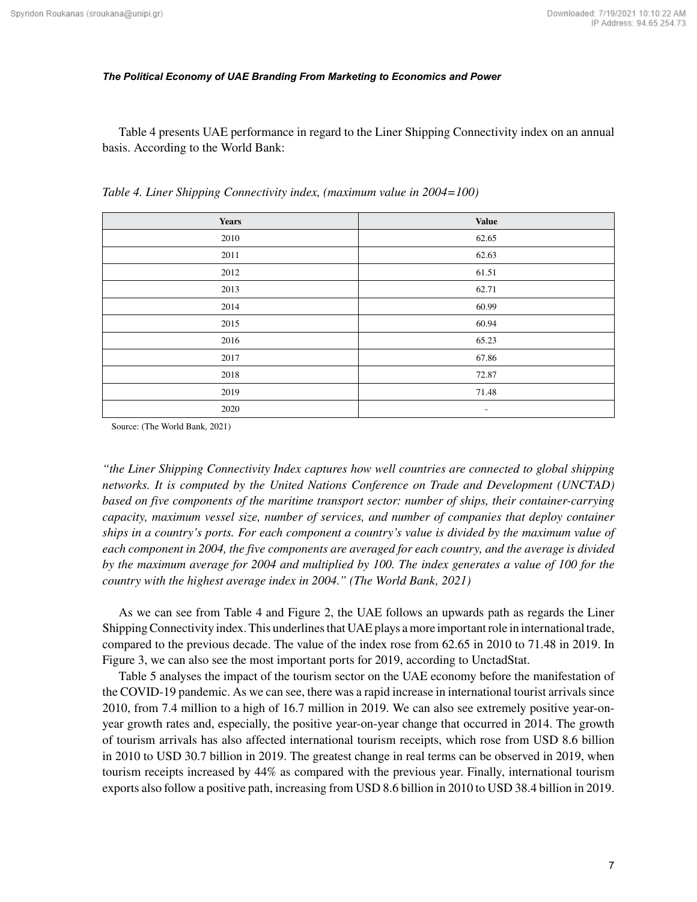Table 4 presents UAE performance in regard to the Liner Shipping Connectivity index on an annual basis. According to the World Bank:

*Table 4. Liner Shipping Connectivity index, (maximum value in 2004=100)*

| Years | Value |
|---|---|
| 2010 | 62.65 |
| 2011 | 62.63 |
| 2012 | 61.51 |
| 2013 | 62.71 |
| 2014 | 60.99 |
| 2015 | 60.94 |
| 2016 | 65.23 |
| 2017 | 67.86 |
| 2018 | 72.87 |
| 2019 | 71.48 |
| 2020 | - |

Source: (The World Bank, 2021)

*"the Liner Shipping Connectivity Index captures how well countries are connected to global shipping networks. It is computed by the United Nations Conference on Trade and Development (UNCTAD) based on five components of the maritime transport sector: number of ships, their container-carrying capacity, maximum vessel size, number of services, and number of companies that deploy container ships in a country's ports. For each component a country's value is divided by the maximum value of each component in 2004, the five components are averaged for each country, and the average is divided by the maximum average for 2004 and multiplied by 100. The index generates a value of 100 for the country with the highest average index in 2004." (The World Bank, 2021)*

As we can see from Table 4 and Figure 2, the UAE follows an upwards path as regards the Liner Shipping Connectivity index. This underlines that UAE plays a more important role in international trade, compared to the previous decade. The value of the index rose from 62.65 in 2010 to 71.48 in 2019. In Figure 3, we can also see the most important ports for 2019, according to UnctadStat.

Table 5 analyses the impact of the tourism sector on the UAE economy before the manifestation of the COVID-19 pandemic. As we can see, there was a rapid increase in international tourist arrivals since 2010, from 7.4 million to a high of 16.7 million in 2019. We can also see extremely positive year-on-year growth rates and, especially, the positive year-on-year change that occurred in 2014. The growth of tourism arrivals has also affected international tourism receipts, which rose from USD 8.6 billion in 2010 to USD 30.7 billion in 2019. The greatest change in real terms can be observed in 2019, when tourism receipts increased by 44% as compared with the previous year. Finally, international tourism exports also follow a positive path, increasing from USD 8.6 billion in 2010 to USD 38.4 billion in 2019.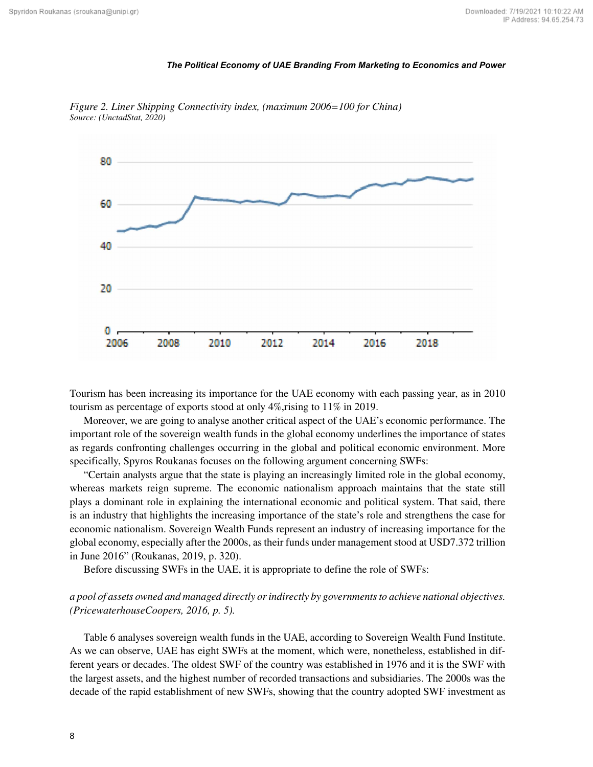*Figure 2. Liner Shipping Connectivity index, (maximum 2006=100 for China)*
*Source: (UnctadStat, 2020)*

Tourism has been increasing its importance for the UAE economy with each passing year, as in 2010 tourism as percentage of exports stood at only 4%,rising to 11% in 2019.

Moreover, we are going to analyse another critical aspect of the UAE's economic performance. The important role of the sovereign wealth funds in the global economy underlines the importance of states as regards confronting challenges occurring in the global and political economic environment. More specifically, Spyros Roukanas focuses on the following argument concerning SWFs:

"Certain analysts argue that the state is playing an increasingly limited role in the global economy, whereas markets reign supreme. The economic nationalism approach maintains that the state still plays a dominant role in explaining the international economic and political system. That said, there is an industry that highlights the increasing importance of the state's role and strengthens the case for economic nationalism. Sovereign Wealth Funds represent an industry of increasing importance for the global economy, especially after the 2000s, as their funds under management stood at USD7.372 trillion in June 2016" (Roukanas, 2019, p. 320).

Before discussing SWFs in the UAE, it is appropriate to define the role of SWFs:

*a pool of assets owned and managed directly or indirectly by governments to achieve national objectives. (PricewaterhouseCoopers, 2016, p. 5).*

Table 6 analyses sovereign wealth funds in the UAE, according to Sovereign Wealth Fund Institute. As we can observe, UAE has eight SWFs at the moment, which were, nonetheless, established in different years or decades. The oldest SWF of the country was established in 1976 and it is the SWF with the largest assets, and the highest number of recorded transactions and subsidiaries. The 2000s was the decade of the rapid establishment of new SWFs, showing that the country adopted SWF investment as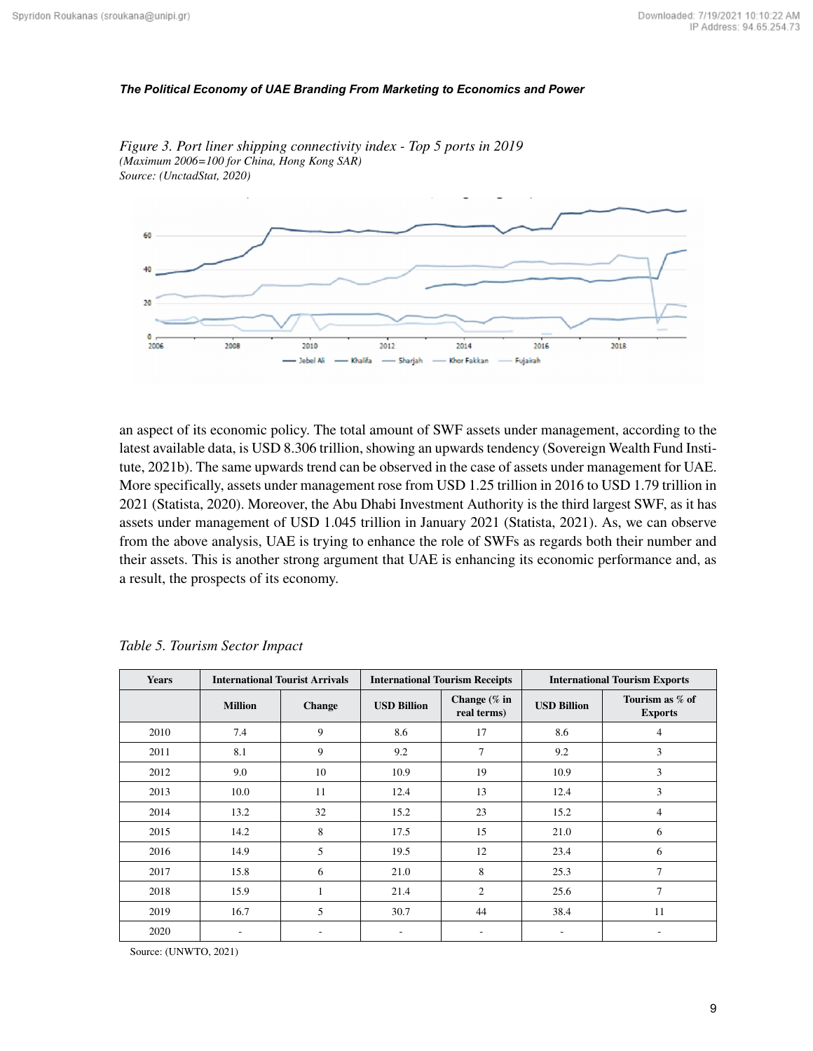*Figure 3. Port liner shipping connectivity index - Top 5 ports in 2019*
*(Maximum 2006=100 for China, Hong Kong SAR)*
*Source: (UnctadStat, 2020)*

an aspect of its economic policy. The total amount of SWF assets under management, according to the latest available data, is USD 8.306 trillion, showing an upwards tendency (Sovereign Wealth Fund Institute, 2021b). The same upwards trend can be observed in the case of assets under management for UAE. More specifically, assets under management rose from USD 1.25 trillion in 2016 to USD 1.79 trillion in 2021 (Statista, 2020). Moreover, the Abu Dhabi Investment Authority is the third largest SWF, as it has assets under management of USD 1.045 trillion in January 2021 (Statista, 2021). As, we can observe from the above analysis, UAE is trying to enhance the role of SWFs as regards both their number and their assets. This is another strong argument that UAE is enhancing its economic performance and, as a result, the prospects of its economy.

*Table 5. Tourism Sector Impact*

| Years | International Tourist Arrivals | | International Tourism Receipts | | International Tourism Exports | |
|---|---|---|---|---|---|---|
| | Million | Change | USD Billion | Change (% in real terms) | USD Billion | Tourism as % of Exports |
| 2010 | 7.4 | 9 | 8.6 | 17 | 8.6 | 4 |
| 2011 | 8.1 | 9 | 9.2 | 7 | 9.2 | 3 |
| 2012 | 9.0 | 10 | 10.9 | 19 | 10.9 | 3 |
| 2013 | 10.0 | 11 | 12.4 | 13 | 12.4 | 3 |
| 2014 | 13.2 | 32 | 15.2 | 23 | 15.2 | 4 |
| 2015 | 14.2 | 8 | 17.5 | 15 | 21.0 | 6 |
| 2016 | 14.9 | 5 | 19.5 | 12 | 23.4 | 6 |
| 2017 | 15.8 | 6 | 21.0 | 8 | 25.3 | 7 |
| 2018 | 15.9 | 1 | 21.4 | 2 | 25.6 | 7 |
| 2019 | 16.7 | 5 | 30.7 | 44 | 38.4 | 11 |
| 2020 | - | - | - | - | - | - |

Source: (UNWTO, 2021)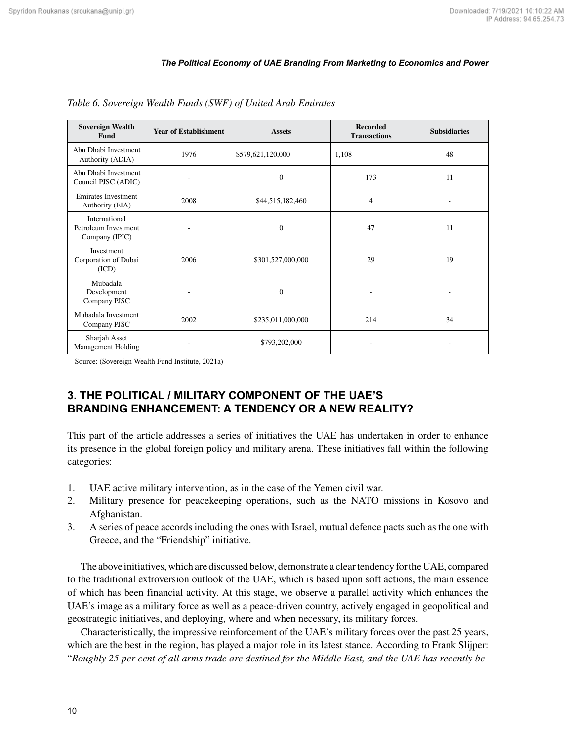*Table 6. Sovereign Wealth Funds (SWF) of United Arab Emirates*

| Sovereign Wealth Fund | Year of Establishment | Assets | Recorded Transactions | Subsidiaries |
|---|---|---|---|---|
| Abu Dhabi Investment Authority (ADIA) | 1976 | $579,621,120,000 | 1,108 | 48 |
| Abu Dhabi Investment Council PJSC (ADIC) | - | 0 | 173 | 11 |
| Emirates Investment Authority (EIA) | 2008 | $44,515,182,460 | 4 | - |
| International Petroleum Investment Company (IPIC) | - | 0 | 47 | 11 |
| Investment Corporation of Dubai (ICD) | 2006 | $301,527,000,000 | 29 | 19 |
| Mubadala Development Company PJSC | - | 0 | - | - |
| Mubadala Investment Company PJSC | 2002 | $235,011,000,000 | 214 | 34 |
| Sharjah Asset Management Holding | - | $793,202,000 | - | - |

Source: (Sovereign Wealth Fund Institute, 2021a)

## 3. THE POLITICAL / MILITARY COMPONENT OF THE UAE'S BRANDING ENHANCEMENT: A TENDENCY OR A NEW REALITY?

This part of the article addresses a series of initiatives the UAE has undertaken in order to enhance its presence in the global foreign policy and military arena. These initiatives fall within the following categories:

1. UAE active military intervention, as in the case of the Yemen civil war.
2. Military presence for peacekeeping operations, such as the NATO missions in Kosovo and Afghanistan.
3. A series of peace accords including the ones with Israel, mutual defence pacts such as the one with Greece, and the "Friendship" initiative.

The above initiatives, which are discussed below, demonstrate a clear tendency for the UAE, compared to the traditional extroversion outlook of the UAE, which is based upon soft actions, the main essence of which has been financial activity. At this stage, we observe a parallel activity which enhances the UAE's image as a military force as well as a peace-driven country, actively engaged in geopolitical and geostrategic initiatives, and deploying, where and when necessary, its military forces.

Characteristically, the impressive reinforcement of the UAE's military forces over the past 25 years, which are the best in the region, has played a major role in its latest stance. According to Frank Slijper: "*Roughly 25 per cent of all arms trade are destined for the Middle East, and the UAE has recently be-*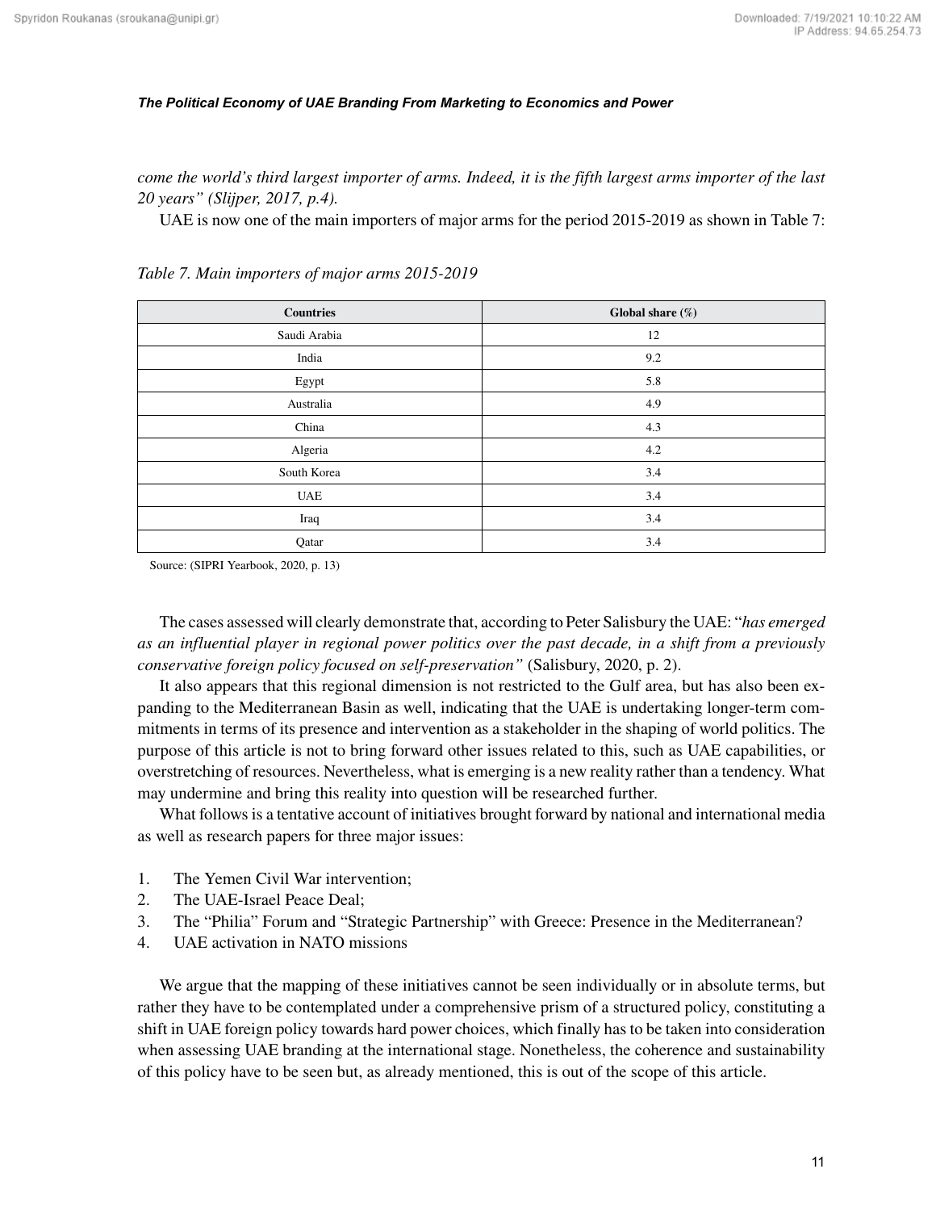*come the world's third largest importer of arms. Indeed, it is the fifth largest arms importer of the last 20 years" (Slijper, 2017, p.4).*

UAE is now one of the main importers of major arms for the period 2015-2019 as shown in Table 7:

*Table 7. Main importers of major arms 2015-2019*

| Countries | Global share (%) |
|---|---|
| Saudi Arabia | 12 |
| India | 9.2 |
| Egypt | 5.8 |
| Australia | 4.9 |
| China | 4.3 |
| Algeria | 4.2 |
| South Korea | 3.4 |
| UAE | 3.4 |
| Iraq | 3.4 |
| Qatar | 3.4 |

Source: (SIPRI Yearbook, 2020, p. 13)

The cases assessed will clearly demonstrate that, according to Peter Salisbury the UAE: "*has emerged as an influential player in regional power politics over the past decade, in a shift from a previously conservative foreign policy focused on self-preservation"* (Salisbury, 2020, p. 2).

It also appears that this regional dimension is not restricted to the Gulf area, but has also been expanding to the Mediterranean Basin as well, indicating that the UAE is undertaking longer-term commitments in terms of its presence and intervention as a stakeholder in the shaping of world politics. The purpose of this article is not to bring forward other issues related to this, such as UAE capabilities, or overstretching of resources. Nevertheless, what is emerging is a new reality rather than a tendency. What may undermine and bring this reality into question will be researched further.

What follows is a tentative account of initiatives brought forward by national and international media as well as research papers for three major issues:

1. The Yemen Civil War intervention;
2. The UAE-Israel Peace Deal;
3. The "Philia" Forum and "Strategic Partnership" with Greece: Presence in the Mediterranean?
4. UAE activation in NATO missions

We argue that the mapping of these initiatives cannot be seen individually or in absolute terms, but rather they have to be contemplated under a comprehensive prism of a structured policy, constituting a shift in UAE foreign policy towards hard power choices, which finally has to be taken into consideration when assessing UAE branding at the international stage. Nonetheless, the coherence and sustainability of this policy have to be seen but, as already mentioned, this is out of the scope of this article.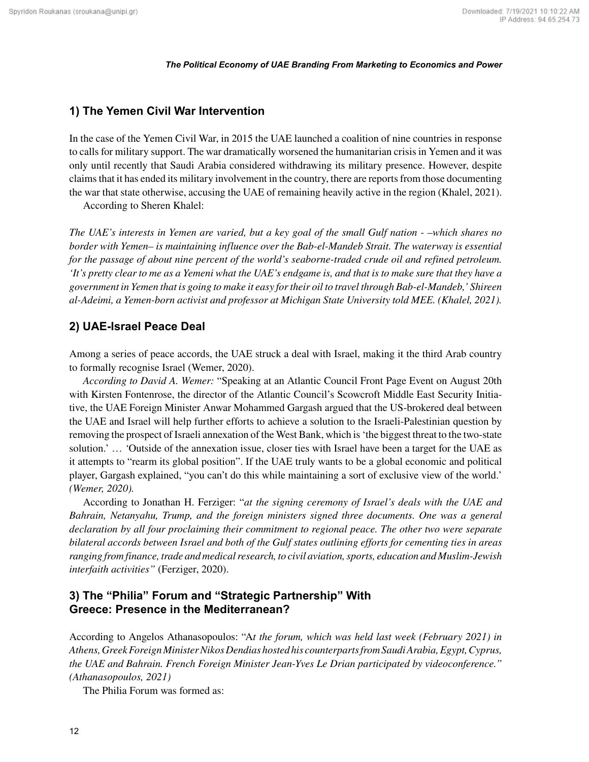## 1) The Yemen Civil War Intervention

In the case of the Yemen Civil War, in 2015 the UAE launched a coalition of nine countries in response to calls for military support. The war dramatically worsened the humanitarian crisis in Yemen and it was only until recently that Saudi Arabia considered withdrawing its military presence. However, despite claims that it has ended its military involvement in the country, there are reports from those documenting the war that state otherwise, accusing the UAE of remaining heavily active in the region (Khalel, 2021).

According to Sheren Khalel:

*The UAE's interests in Yemen are varied, but a key goal of the small Gulf nation - –which shares no border with Yemen– is maintaining influence over the Bab-el-Mandeb Strait. The waterway is essential for the passage of about nine percent of the world's seaborne-traded crude oil and refined petroleum. 'It's pretty clear to me as a Yemeni what the UAE's endgame is, and that is to make sure that they have a government in Yemen that is going to make it easy for their oil to travel through Bab-el-Mandeb,' Shireen al-Adeimi, a Yemen-born activist and professor at Michigan State University told MEE. (Khalel, 2021).*

## 2) UAE-Israel Peace Deal

Among a series of peace accords, the UAE struck a deal with Israel, making it the third Arab country to formally recognise Israel (Wemer, 2020).

*According to David A. Wemer:* "Speaking at an Atlantic Council Front Page Event on August 20th with Kirsten Fontenrose, the director of the Atlantic Council's Scowcroft Middle East Security Initiative, the UAE Foreign Minister Anwar Mohammed Gargash argued that the US-brokered deal between the UAE and Israel will help further efforts to achieve a solution to the Israeli-Palestinian question by removing the prospect of Israeli annexation of the West Bank, which is 'the biggest threat to the two-state solution.' … 'Outside of the annexation issue, closer ties with Israel have been a target for the UAE as it attempts to "rearm its global position". If the UAE truly wants to be a global economic and political player, Gargash explained, "you can't do this while maintaining a sort of exclusive view of the world.' *(Wemer, 2020).*

According to Jonathan H. Ferziger: "*at the signing ceremony of Israel's deals with the UAE and Bahrain, Netanyahu, Trump, and the foreign ministers signed three documents. One was a general declaration by all four proclaiming their commitment to regional peace. The other two were separate bilateral accords between Israel and both of the Gulf states outlining efforts for cementing ties in areas ranging from finance, trade and medical research, to civil aviation, sports, education and Muslim-Jewish interfaith activities"* (Ferziger, 2020).

## 3) The "Philia" Forum and "Strategic Partnership" With Greece: Presence in the Mediterranean?

According to Angelos Athanasopoulos: "A*t the forum, which was held last week (February 2021) in Athens, Greek Foreign Minister Nikos Dendias hosted his counterparts from Saudi Arabia, Egypt, Cyprus, the UAE and Bahrain. French Foreign Minister Jean-Yves Le Drian participated by videoconference." (Athanasopoulos, 2021)*

The Philia Forum was formed as: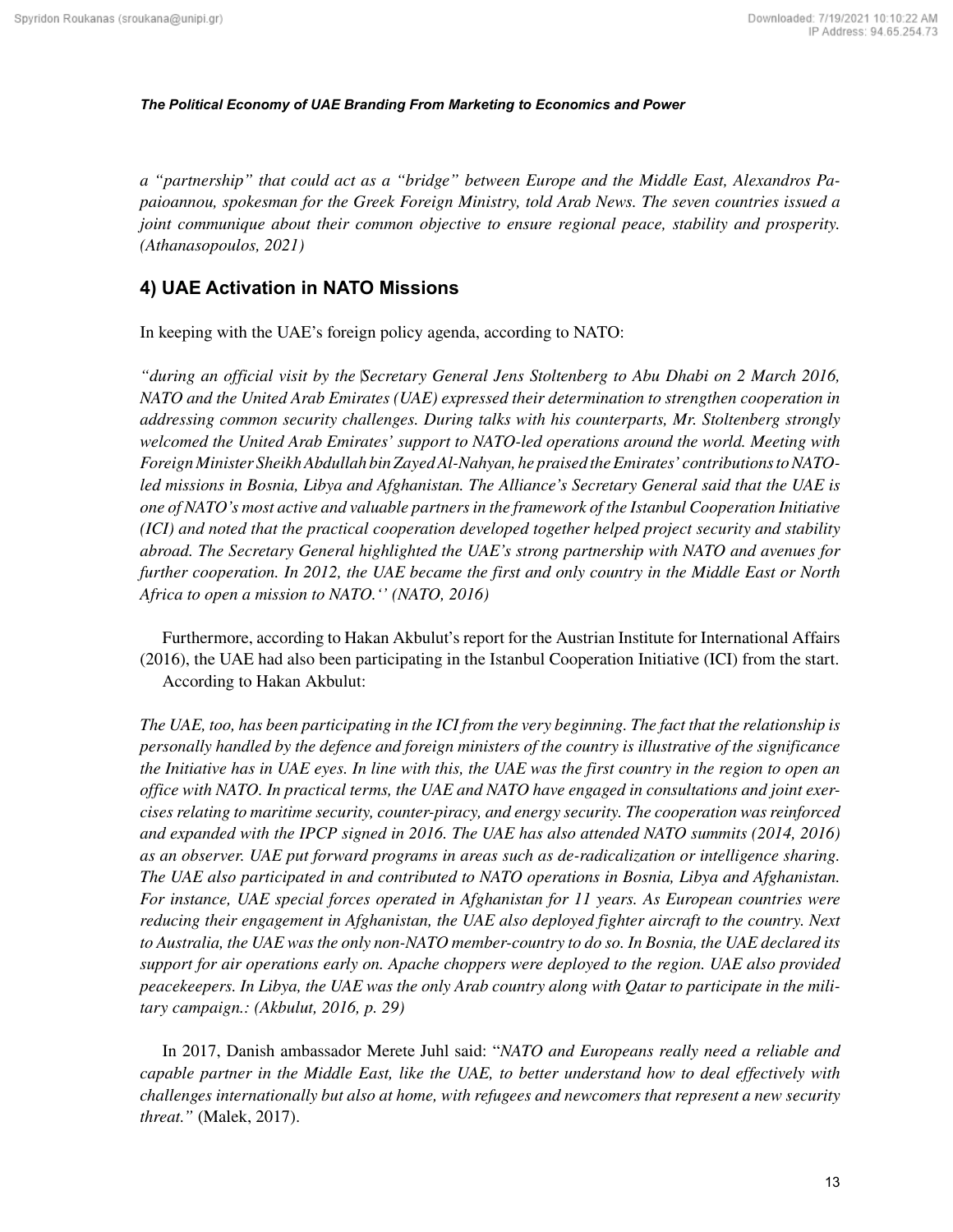*a "partnership" that could act as a "bridge" between Europe and the Middle East, Alexandros Papaioannou, spokesman for the Greek Foreign Ministry, told Arab News. The seven countries issued a joint communique about their common objective to ensure regional peace, stability and prosperity. (Athanasopoulos, 2021)*

## 4) UAE Activation in NATO Missions

In keeping with the UAE's foreign policy agenda, according to NATO:

*"during an official visit by the Secretary General Jens Stoltenberg to Abu Dhabi on 2 March 2016, NATO and the United Arab Emirates (UAE) expressed their determination to strengthen cooperation in addressing common security challenges. During talks with his counterparts, Mr. Stoltenberg strongly welcomed the United Arab Emirates' support to NATO-led operations around the world. Meeting with Foreign Minister Sheikh Abdullah bin Zayed Al-Nahyan, he praised the Emirates' contributions to NATO-led missions in Bosnia, Libya and Afghanistan. The Alliance's Secretary General said that the UAE is one of NATO's most active and valuable partners in the framework of the Istanbul Cooperation Initiative (ICI) and noted that the practical cooperation developed together helped project security and stability abroad. The Secretary General highlighted the UAE's strong partnership with NATO and avenues for further cooperation. In 2012, the UAE became the first and only country in the Middle East or North Africa to open a mission to NATO.'' (NATO, 2016)*

Furthermore, according to Hakan Akbulut's report for the Austrian Institute for International Affairs (2016), the UAE had also been participating in the Istanbul Cooperation Initiative (ICI) from the start.

According to Hakan Akbulut:

*The UAE, too, has been participating in the ICI from the very beginning. The fact that the relationship is personally handled by the defence and foreign ministers of the country is illustrative of the significance the Initiative has in UAE eyes. In line with this, the UAE was the first country in the region to open an office with NATO. In practical terms, the UAE and NATO have engaged in consultations and joint exercises relating to maritime security, counter-piracy, and energy security. The cooperation was reinforced and expanded with the IPCP signed in 2016. The UAE has also attended NATO summits (2014, 2016) as an observer. UAE put forward programs in areas such as de-radicalization or intelligence sharing. The UAE also participated in and contributed to NATO operations in Bosnia, Libya and Afghanistan. For instance, UAE special forces operated in Afghanistan for 11 years. As European countries were reducing their engagement in Afghanistan, the UAE also deployed fighter aircraft to the country. Next to Australia, the UAE was the only non-NATO member-country to do so. In Bosnia, the UAE declared its support for air operations early on. Apache choppers were deployed to the region. UAE also provided peacekeepers. In Libya, the UAE was the only Arab country along with Qatar to participate in the military campaign.: (Akbulut, 2016, p. 29)*

In 2017, Danish ambassador Merete Juhl said: "*NATO and Europeans really need a reliable and capable partner in the Middle East, like the UAE, to better understand how to deal effectively with challenges internationally but also at home, with refugees and newcomers that represent a new security threat.*" (Malek, 2017).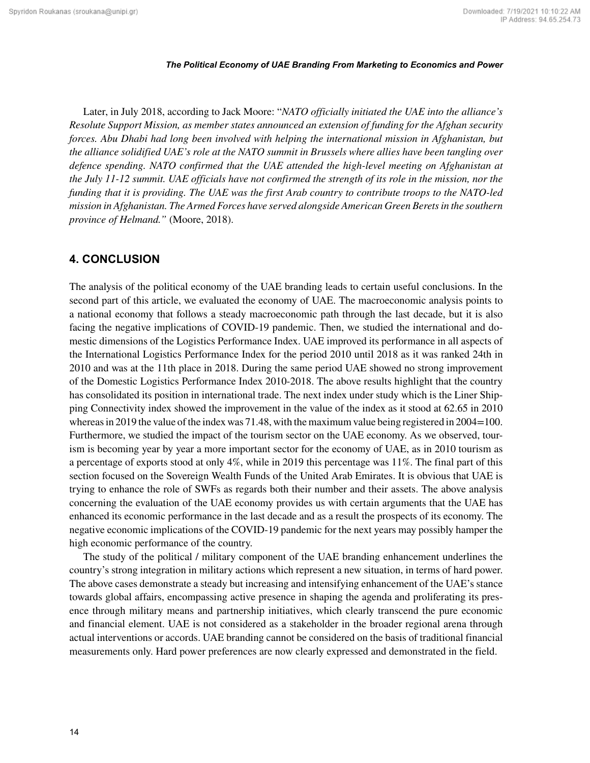Later, in July 2018, according to Jack Moore: "*NATO officially initiated the UAE into the alliance's Resolute Support Mission, as member states announced an extension of funding for the Afghan security forces. Abu Dhabi had long been involved with helping the international mission in Afghanistan, but the alliance solidified UAE's role at the NATO summit in Brussels where allies have been tangling over defence spending. NATO confirmed that the UAE attended the high-level meeting on Afghanistan at the July 11-12 summit. UAE officials have not confirmed the strength of its role in the mission, nor the funding that it is providing. The UAE was the first Arab country to contribute troops to the NATO-led mission in Afghanistan. The Armed Forces have served alongside American Green Berets in the southern province of Helmand.*" (Moore, 2018).

## 4. CONCLUSION

The analysis of the political economy of the UAE branding leads to certain useful conclusions. In the second part of this article, we evaluated the economy of UAE. The macroeconomic analysis points to a national economy that follows a steady macroeconomic path through the last decade, but it is also facing the negative implications of COVID-19 pandemic. Then, we studied the international and domestic dimensions of the Logistics Performance Index. UAE improved its performance in all aspects of the International Logistics Performance Index for the period 2010 until 2018 as it was ranked 24th in 2010 and was at the 11th place in 2018. During the same period UAE showed no strong improvement of the Domestic Logistics Performance Index 2010-2018. The above results highlight that the country has consolidated its position in international trade. The next index under study which is the Liner Shipping Connectivity index showed the improvement in the value of the index as it stood at 62.65 in 2010 whereas in 2019 the value of the index was 71.48, with the maximum value being registered in 2004=100. Furthermore, we studied the impact of the tourism sector on the UAE economy. As we observed, tourism is becoming year by year a more important sector for the economy of UAE, as in 2010 tourism as a percentage of exports stood at only 4%, while in 2019 this percentage was 11%. The final part of this section focused on the Sovereign Wealth Funds of the United Arab Emirates. It is obvious that UAE is trying to enhance the role of SWFs as regards both their number and their assets. The above analysis concerning the evaluation of the UAE economy provides us with certain arguments that the UAE has enhanced its economic performance in the last decade and as a result the prospects of its economy. The negative economic implications of the COVID-19 pandemic for the next years may possibly hamper the high economic performance of the country.

The study of the political / military component of the UAE branding enhancement underlines the country's strong integration in military actions which represent a new situation, in terms of hard power. The above cases demonstrate a steady but increasing and intensifying enhancement of the UAE's stance towards global affairs, encompassing active presence in shaping the agenda and proliferating its presence through military means and partnership initiatives, which clearly transcend the pure economic and financial element. UAE is not considered as a stakeholder in the broader regional arena through actual interventions or accords. UAE branding cannot be considered on the basis of traditional financial measurements only. Hard power preferences are now clearly expressed and demonstrated in the field.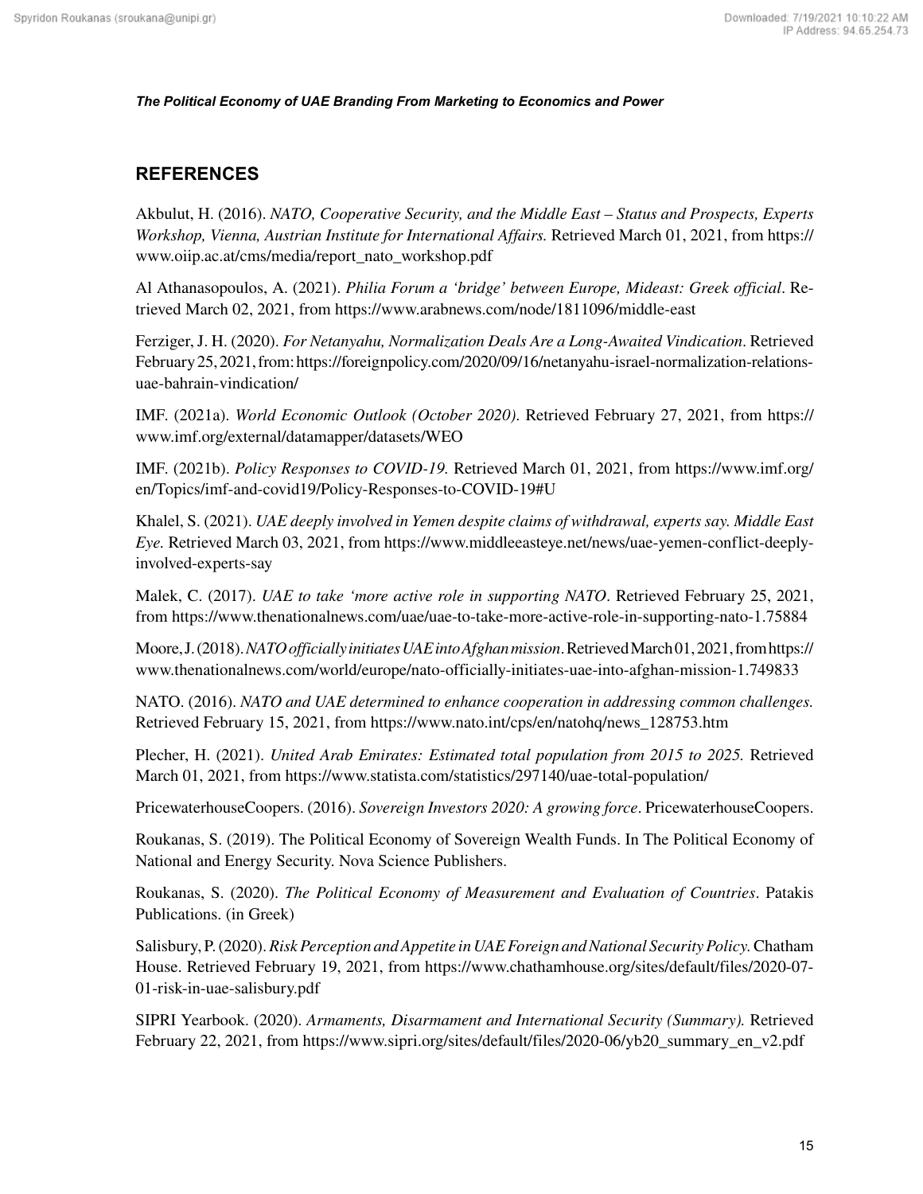## REFERENCES

Akbulut, H. (2016). *NATO, Cooperative Security, and the Middle East – Status and Prospects, Experts Workshop, Vienna, Austrian Institute for International Affairs.* Retrieved March 01, 2021, from https://www.oiip.ac.at/cms/media/report_nato_workshop.pdf

Al Athanasopoulos, A. (2021). *Philia Forum a 'bridge' between Europe, Mideast: Greek official*. Retrieved March 02, 2021, from https://www.arabnews.com/node/1811096/middle-east

Ferziger, J. H. (2020). *For Netanyahu, Normalization Deals Are a Long-Awaited Vindication*. Retrieved February 25, 2021, from: https://foreignpolicy.com/2020/09/16/netanyahu-israel-normalization-relations-uae-bahrain-vindication/

IMF. (2021a). *World Economic Outlook (October 2020)*. Retrieved February 27, 2021, from https://www.imf.org/external/datamapper/datasets/WEO

IMF. (2021b). *Policy Responses to COVID-19.* Retrieved March 01, 2021, from https://www.imf.org/en/Topics/imf-and-covid19/Policy-Responses-to-COVID-19#U

Khalel, S. (2021). *UAE deeply involved in Yemen despite claims of withdrawal, experts say. Middle East Eye.* Retrieved March 03, 2021, from https://www.middleeasteye.net/news/uae-yemen-conflict-deeply-involved-experts-say

Malek, C. (2017). *UAE to take 'more active role in supporting NATO*. Retrieved February 25, 2021, from https://www.thenationalnews.com/uae/uae-to-take-more-active-role-in-supporting-nato-1.75884

Moore, J. (2018). *NATO officially initiates UAE into Afghan mission*. Retrieved March 01, 2021, from https://www.thenationalnews.com/world/europe/nato-officially-initiates-uae-into-afghan-mission-1.749833

NATO. (2016). *NATO and UAE determined to enhance cooperation in addressing common challenges.* Retrieved February 15, 2021, from https://www.nato.int/cps/en/natohq/news_128753.htm

Plecher, H. (2021). *United Arab Emirates: Estimated total population from 2015 to 2025.* Retrieved March 01, 2021, from https://www.statista.com/statistics/297140/uae-total-population/

PricewaterhouseCoopers. (2016). *Sovereign Investors 2020: A growing force*. PricewaterhouseCoopers.

Roukanas, S. (2019). The Political Economy of Sovereign Wealth Funds. In The Political Economy of National and Energy Security. Nova Science Publishers.

Roukanas, S. (2020). *The Political Economy of Measurement and Evaluation of Countries*. Patakis Publications. (in Greek)

Salisbury, P. (2020). *Risk Perception and Appetite in UAE Foreign and National Security Policy.* Chatham House. Retrieved February 19, 2021, from https://www.chathamhouse.org/sites/default/files/2020-07-01-risk-in-uae-salisbury.pdf

SIPRI Yearbook. (2020). *Armaments, Disarmament and International Security (Summary).* Retrieved February 22, 2021, from https://www.sipri.org/sites/default/files/2020-06/yb20_summary_en_v2.pdf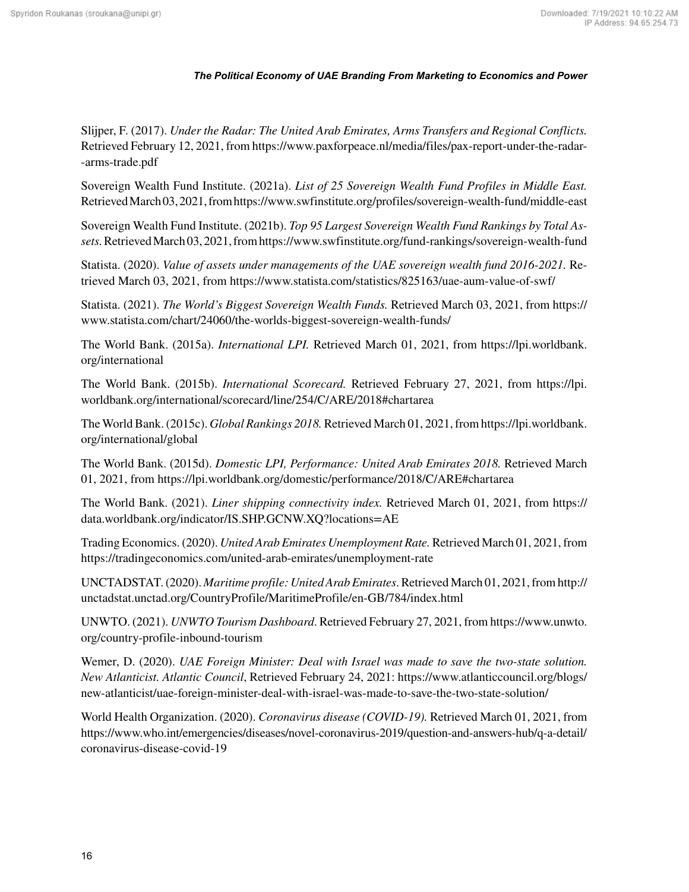Slijper, F. (2017). *Under the Radar: The United Arab Emirates, Arms Transfers and Regional Conflicts.* Retrieved February 12, 2021, from https://www.paxforpeace.nl/media/files/pax-report-under-the-radar--arms-trade.pdf

Sovereign Wealth Fund Institute. (2021a). *List of 25 Sovereign Wealth Fund Profiles in Middle East.* Retrieved March 03, 2021, from https://www.swfinstitute.org/profiles/sovereign-wealth-fund/middle-east

Sovereign Wealth Fund Institute. (2021b). *Top 95 Largest Sovereign Wealth Fund Rankings by Total Assets.* Retrieved March 03, 2021, from https://www.swfinstitute.org/fund-rankings/sovereign-wealth-fund

Statista. (2020). *Value of assets under managements of the UAE sovereign wealth fund 2016-2021.* Retrieved March 03, 2021, from https://www.statista.com/statistics/825163/uae-aum-value-of-swf/

Statista. (2021). *The World's Biggest Sovereign Wealth Funds.* Retrieved March 03, 2021, from https://www.statista.com/chart/24060/the-worlds-biggest-sovereign-wealth-funds/

The World Bank. (2015a). *International LPI.* Retrieved March 01, 2021, from https://lpi.worldbank.org/international

The World Bank. (2015b). *International Scorecard.* Retrieved February 27, 2021, from https://lpi.worldbank.org/international/scorecard/line/254/C/ARE/2018#chartarea

The World Bank. (2015c). *Global Rankings 2018.* Retrieved March 01, 2021, from https://lpi.worldbank.org/international/global

The World Bank. (2015d). *Domestic LPI, Performance: United Arab Emirates 2018.* Retrieved March 01, 2021, from https://lpi.worldbank.org/domestic/performance/2018/C/ARE#chartarea

The World Bank. (2021). *Liner shipping connectivity index.* Retrieved March 01, 2021, from https://data.worldbank.org/indicator/IS.SHP.GCNW.XQ?locations=AE

Trading Economics. (2020). *United Arab Emirates Unemployment Rate.* Retrieved March 01, 2021, from https://tradingeconomics.com/united-arab-emirates/unemployment-rate

UNCTADSTAT. (2020). *Maritime profile: United Arab Emirates*. Retrieved March 01, 2021, from http://unctadstat.unctad.org/CountryProfile/MaritimeProfile/en-GB/784/index.html

UNWTO. (2021). *UNWTO Tourism Dashboard*. Retrieved February 27, 2021, from https://www.unwto.org/country-profile-inbound-tourism

Wemer, D. (2020). *UAE Foreign Minister: Deal with Israel was made to save the two-state solution. New Atlanticist. Atlantic Council*, Retrieved February 24, 2021: https://www.atlanticcouncil.org/blogs/new-atlanticist/uae-foreign-minister-deal-with-israel-was-made-to-save-the-two-state-solution/

World Health Organization. (2020). *Coronavirus disease (COVID-19).* Retrieved March 01, 2021, from https://www.who.int/emergencies/diseases/novel-coronavirus-2019/question-and-answers-hub/q-a-detail/coronavirus-disease-covid-19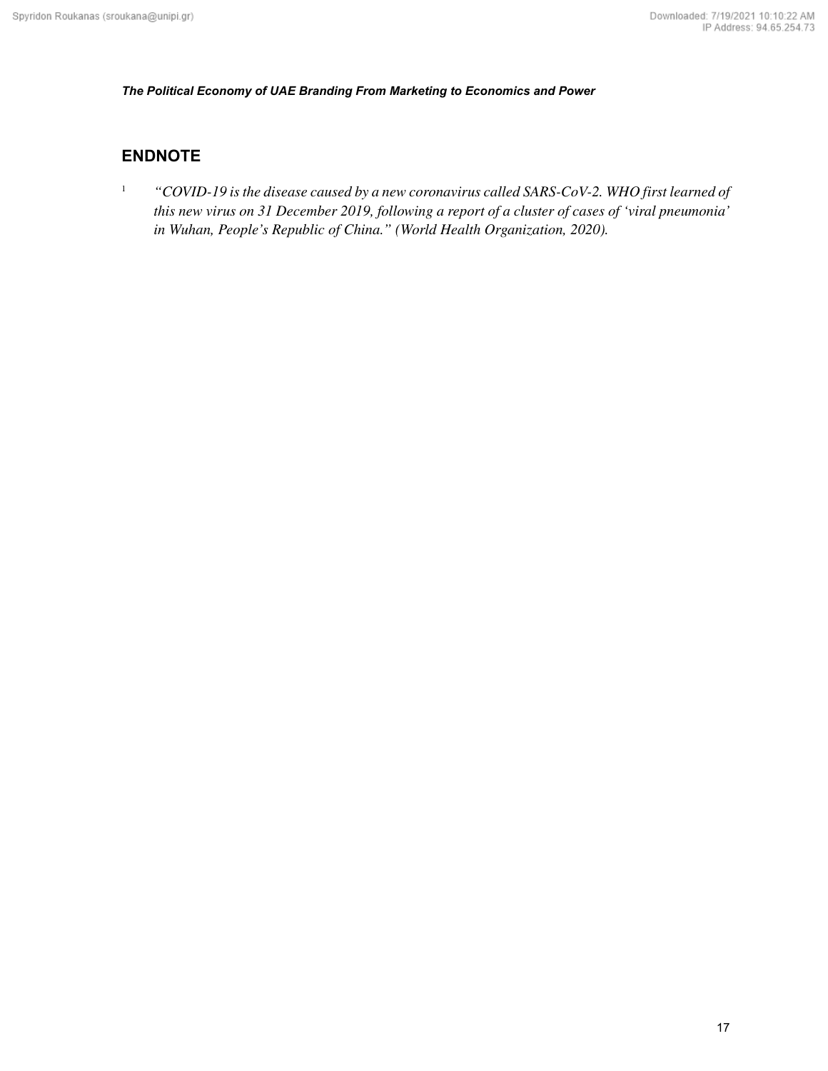## ENDNOTE

[1] *"COVID-19 is the disease caused by a new coronavirus called SARS-CoV-2. WHO first learned of this new virus on 31 December 2019, following a report of a cluster of cases of 'viral pneumonia' in Wuhan, People's Republic of China." (World Health Organization, 2020).*